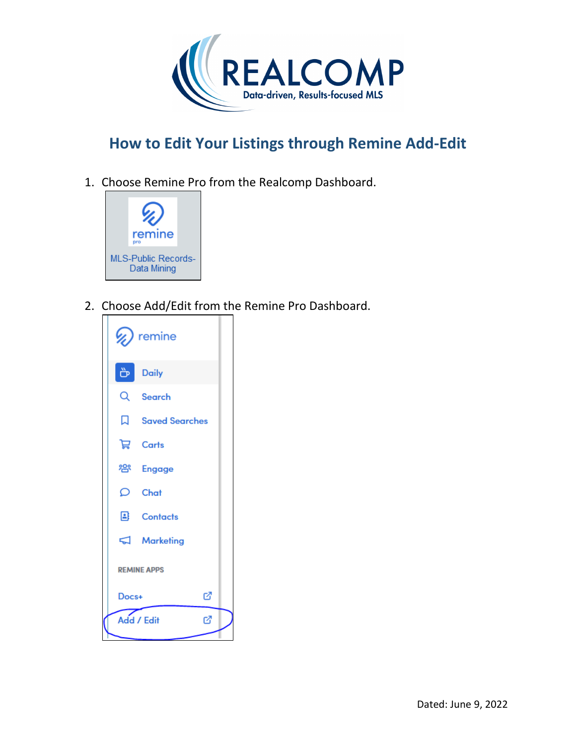# How to Edit Your Listings through Remine Add-Edit

1. Choose Remine Pro from the Realcomp Dashboard.

2. Choose Add/Edit from the Remine Pro Dashboard.

Dated: June 9, 2022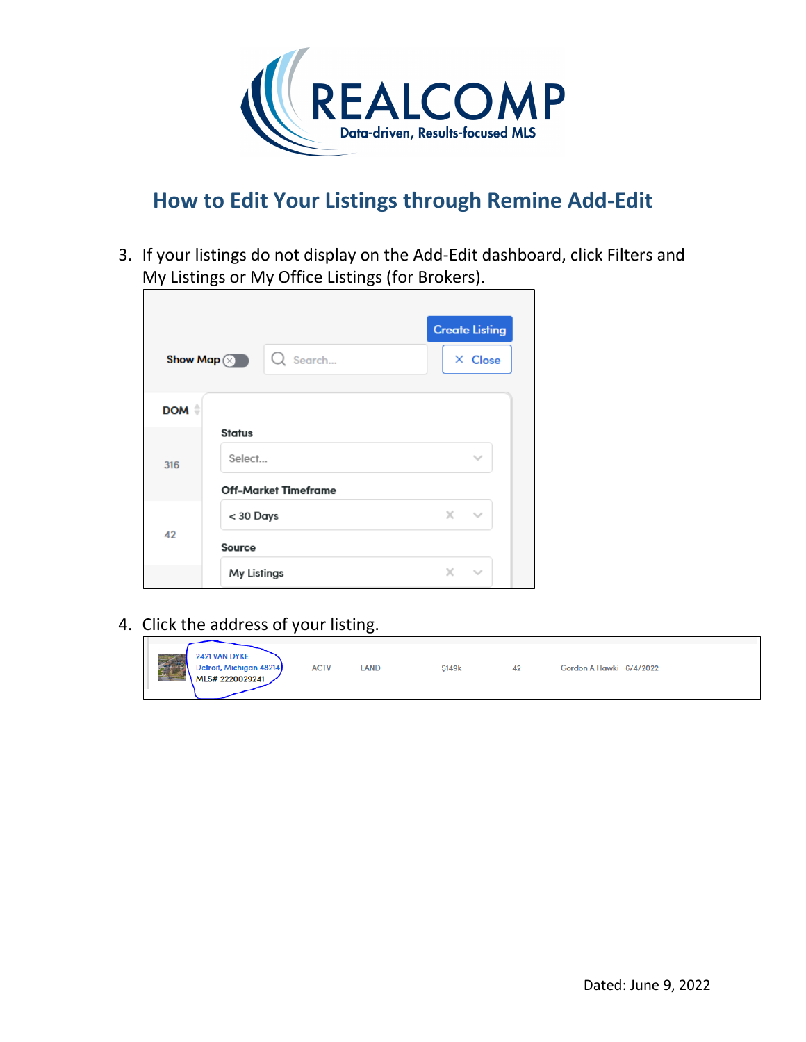# How to Edit Your Listings through Remine Add-Edit

3. If your listings do not display on the Add-Edit dashboard, click Filters and My Listings or My Office Listings (for Brokers).

4. Click the address of your listing.

Dated: June 9, 2022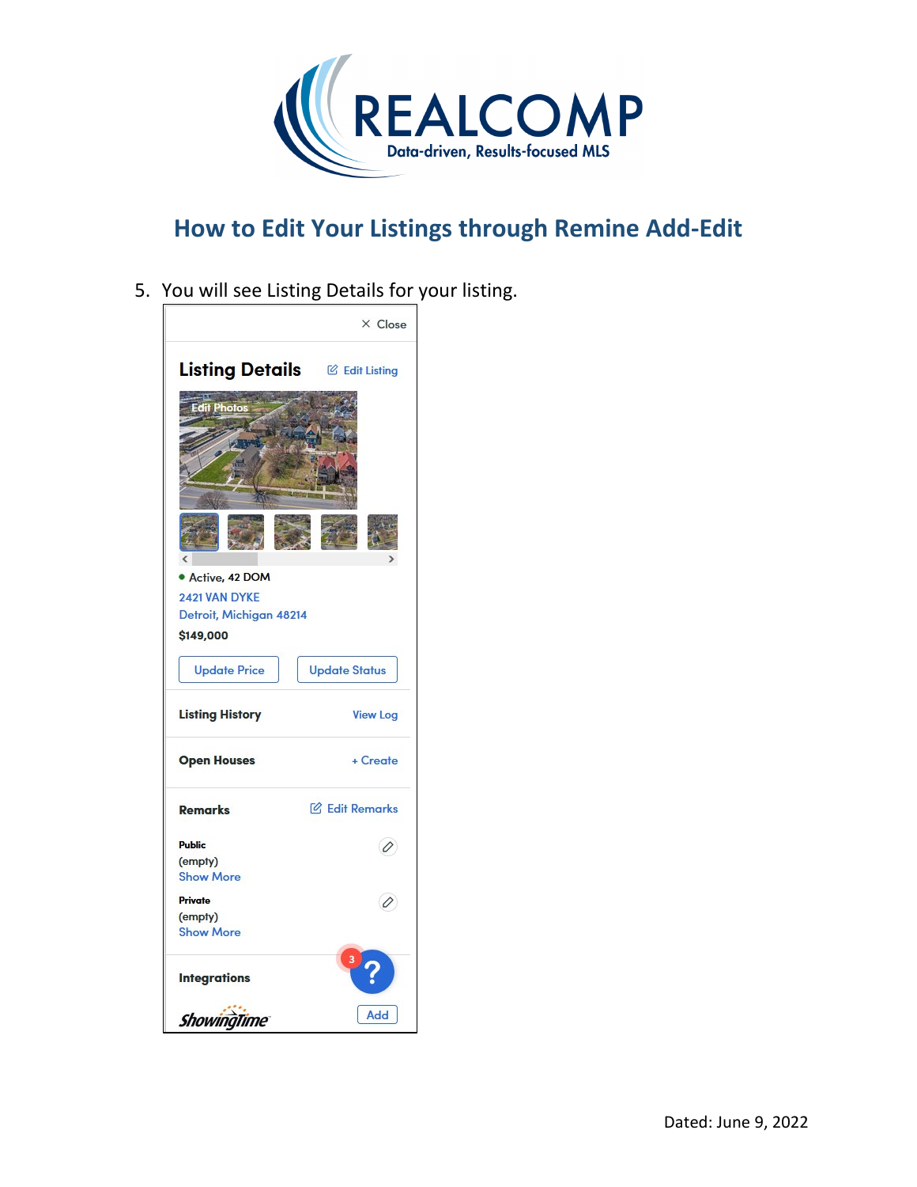# How to Edit Your Listings through Remine Add-Edit

5. You will see Listing Details for your listing.

× Close

**Listing Details** Edit Listing

Edit Photos

● Active, 42 DOM

2421 VAN DYKE
Detroit, Michigan 48214

$149,000

Update Price | Update Status

**Listing History** View Log

**Open Houses** + Create

**Remarks** Edit Remarks

**Public**
(empty)
Show More

**Private**
(empty)
Show More

**Integrations**

ShowingTime Add

Dated: June 9, 2022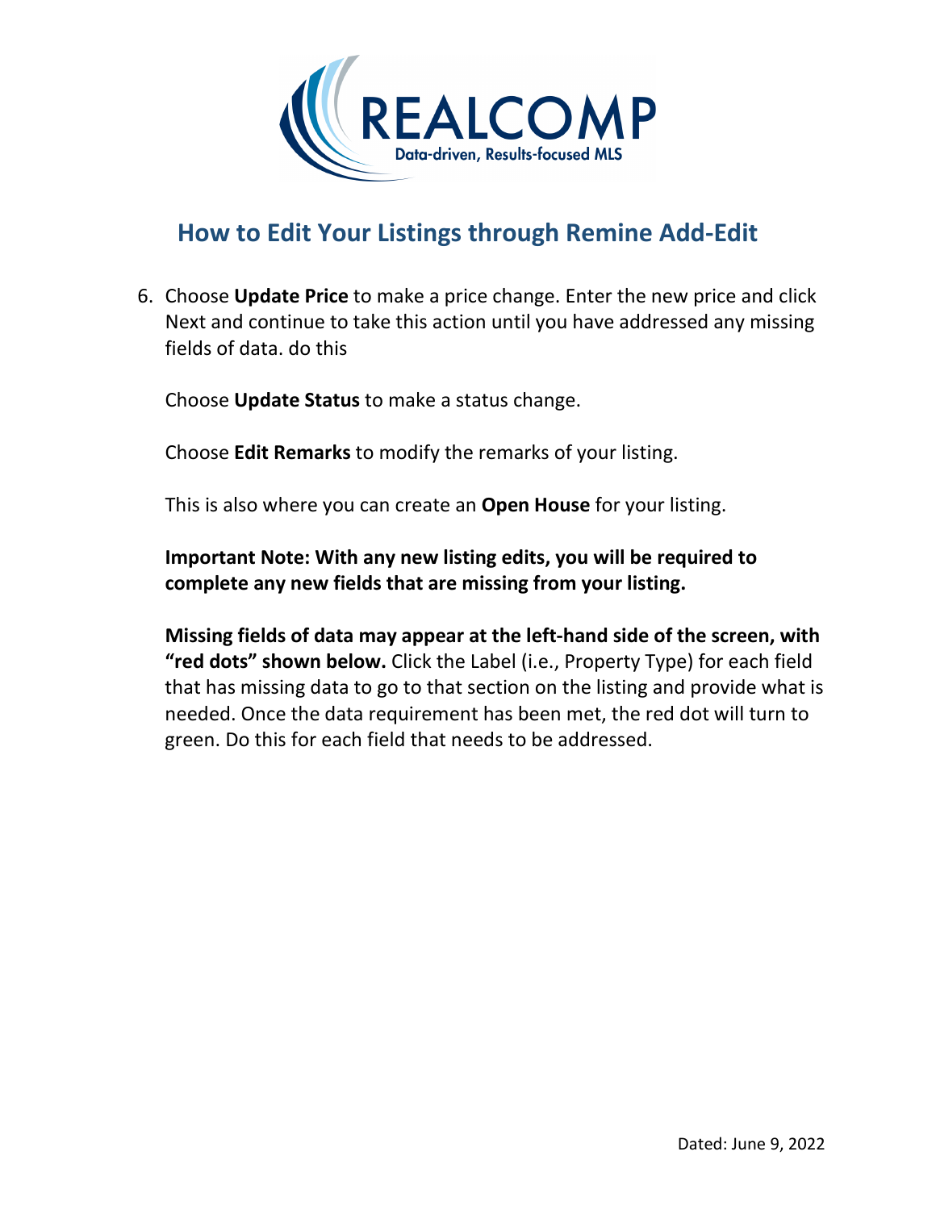# How to Edit Your Listings through Remine Add-Edit

6. Choose **Update Price** to make a price change. Enter the new price and click Next and continue to take this action until you have addressed any missing fields of data. do this

   Choose **Update Status** to make a status change.

   Choose **Edit Remarks** to modify the remarks of your listing.

   This is also where you can create an **Open House** for your listing.

   **Important Note: With any new listing edits, you will be required to complete any new fields that are missing from your listing.**

   **Missing fields of data may appear at the left-hand side of the screen, with "red dots" shown below.** Click the Label (i.e., Property Type) for each field that has missing data to go to that section on the listing and provide what is needed. Once the data requirement has been met, the red dot will turn to green. Do this for each field that needs to be addressed.

Dated: June 9, 2022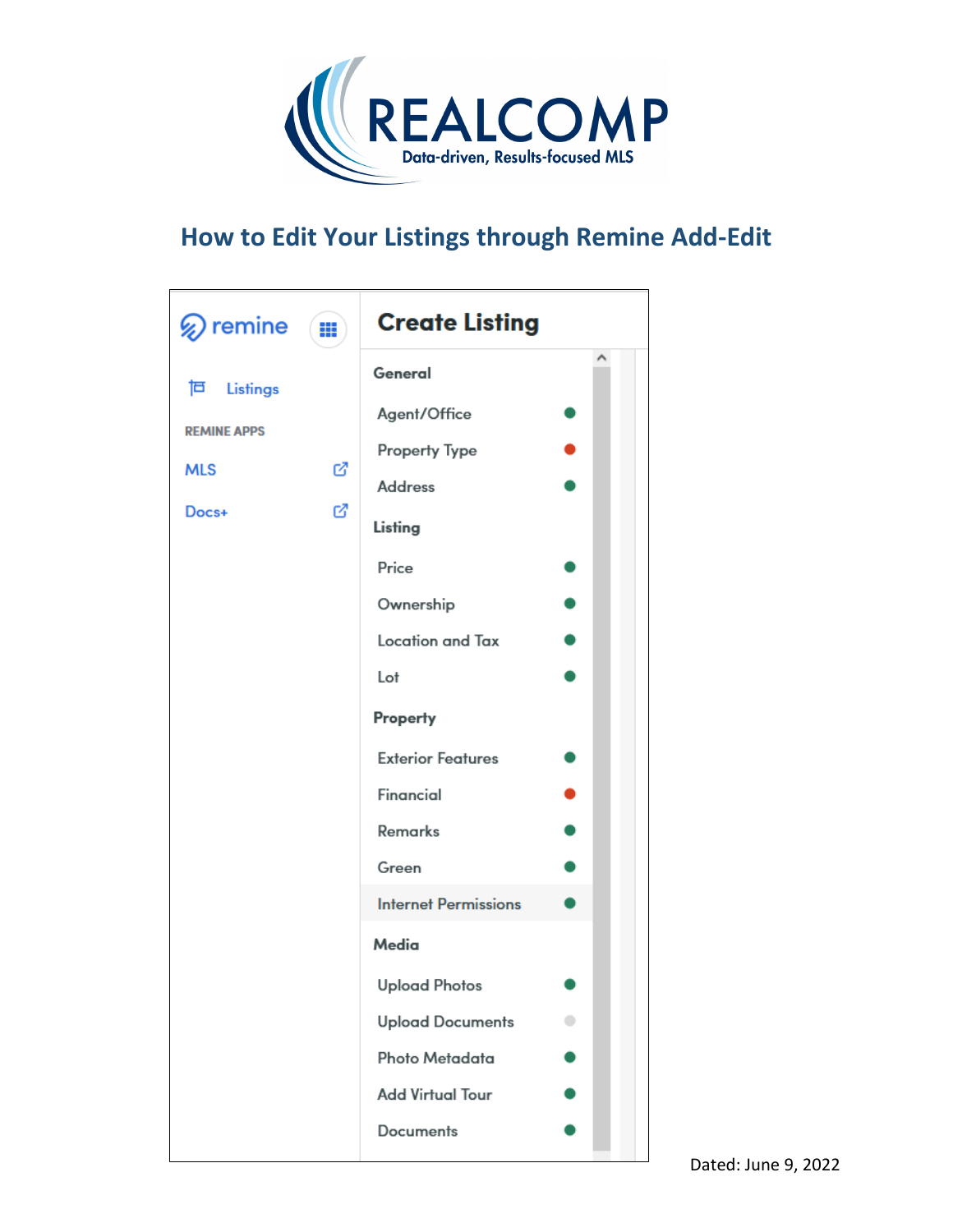# How to Edit Your Listings through Remine Add-Edit

remine

Listings

REMINE APPS

MLS

Docs+

**Create Listing**

**General**

- Agent/Office
- Property Type
- Address

**Listing**

- Price
- Ownership
- Location and Tax
- Lot

**Property**

- Exterior Features
- Financial
- Remarks
- Green
- Internet Permissions

**Media**

- Upload Photos
- Upload Documents
- Photo Metadata
- Add Virtual Tour
- Documents

Dated: June 9, 2022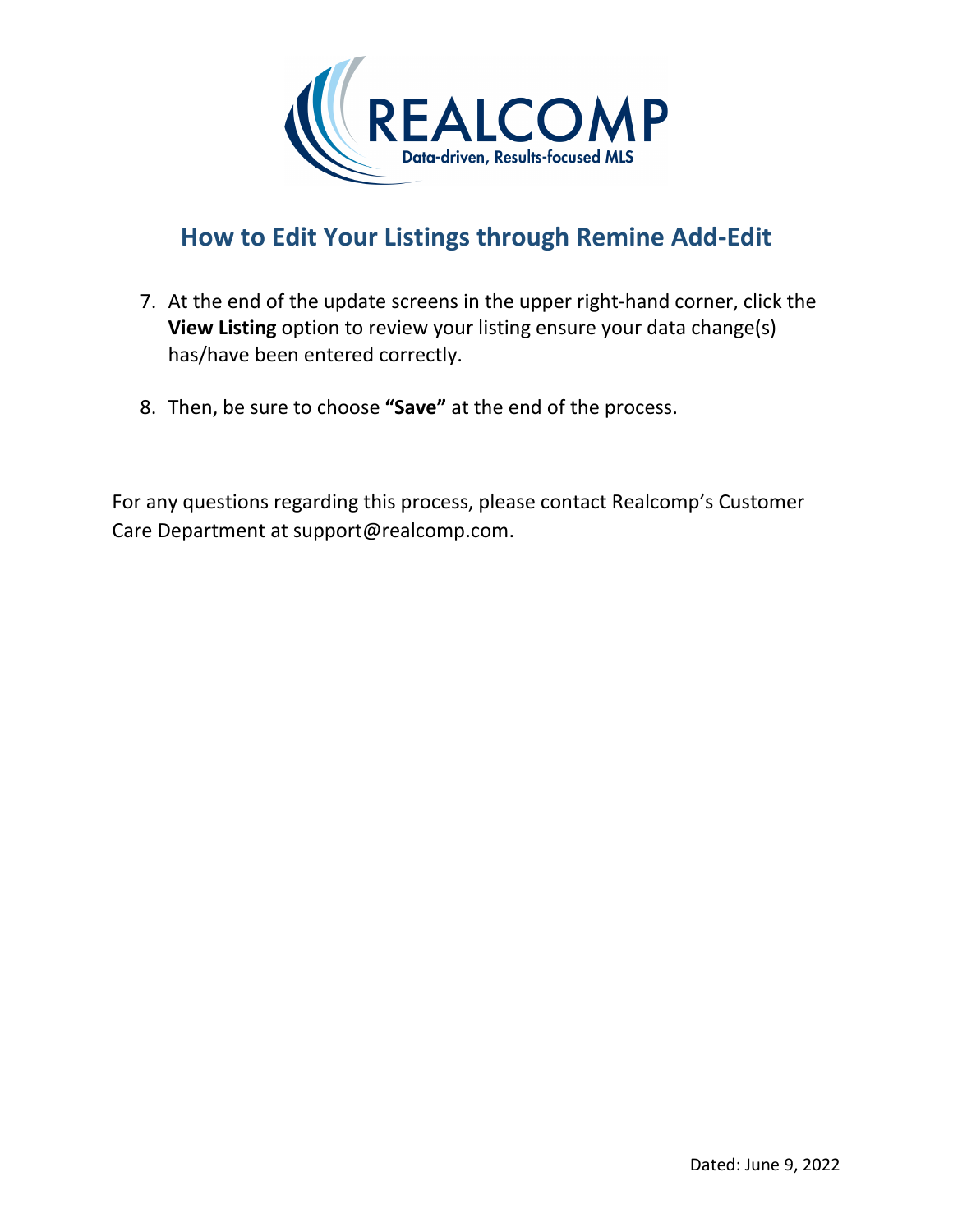REALCOMP

Data-driven, Results-focused MLS

## How to Edit Your Listings through Remine Add-Edit

7. At the end of the update screens in the upper right-hand corner, click the **View Listing** option to review your listing ensure your data change(s) has/have been entered correctly.

8. Then, be sure to choose **"Save"** at the end of the process.

For any questions regarding this process, please contact Realcomp's Customer Care Department at support@realcomp.com.

Dated: June 9, 2022